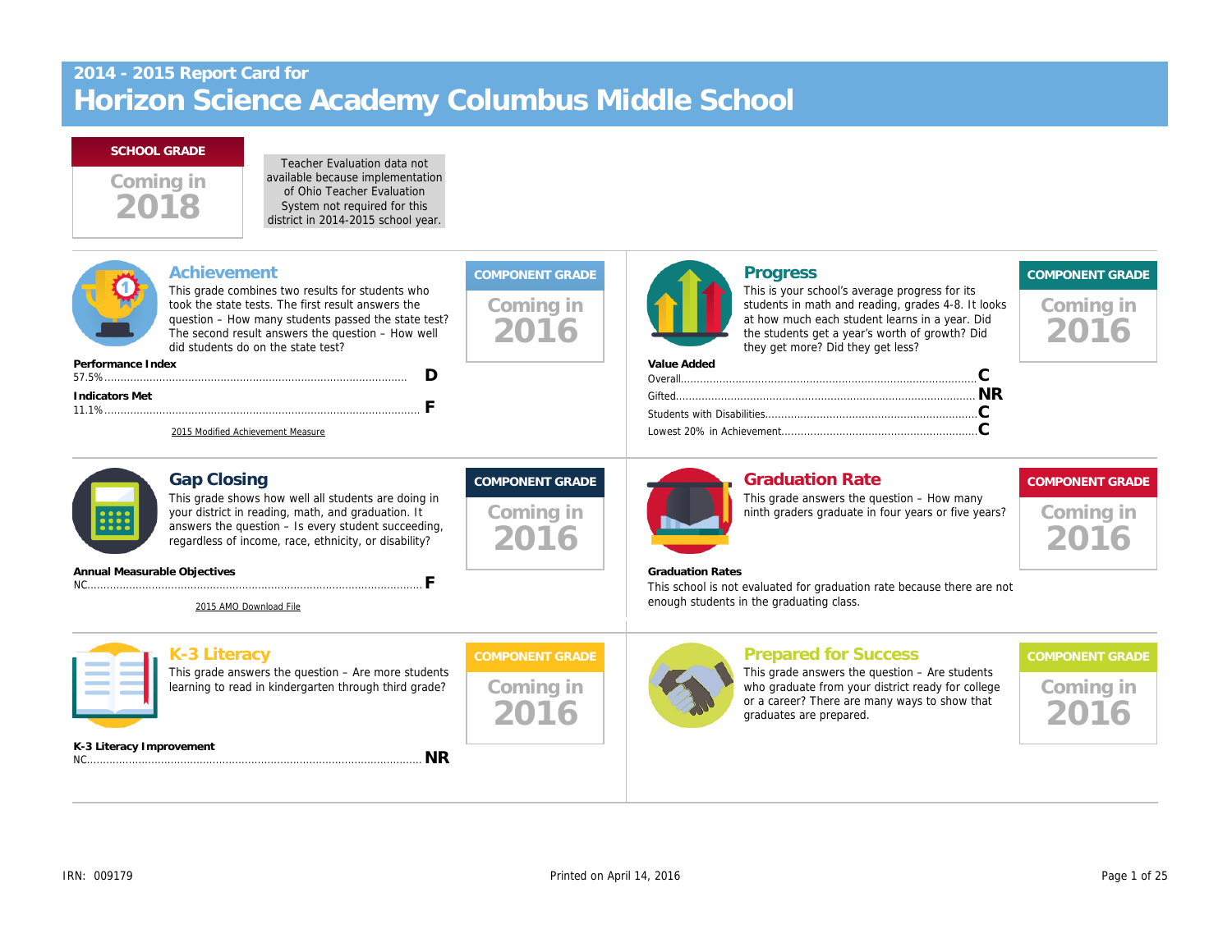## 2014 - 2015 Report Card for

# Horizon Science Academy Columbus Middle School

**SCHOOL GRADE**

Coming in 2018

Teacher Evaluation data not available because implementation of Ohio Teacher Evaluation System not required for this district in 2014-2015 school year.

## Achievement

This grade combines two results for students who took the state tests. The first result answers the question – How many students passed the state test? The second result answers the question – How well did students do on the state test?

**COMPONENT GRADE**

Coming in 2016

**Performance Index**

57.5% ........ **D**

**Indicators Met**

11.1% ........ **F**

2015 Modified Achievement Measure

## Progress

This is your school's average progress for its students in math and reading, grades 4-8. It looks at how much each student learns in a year. Did the students get a year's worth of growth? Did they get more? Did they get less?

**COMPONENT GRADE**

Coming in 2016

**Value Added**

Overall ........ **C**

Gifted ........ **NR**

Students with Disabilities ........ **C**

Lowest 20% in Achievement ........ **C**

## Gap Closing

This grade shows how well all students are doing in your district in reading, math, and graduation. It answers the question – Is every student succeeding, regardless of income, race, ethnicity, or disability?

**COMPONENT GRADE**

Coming in 2016

**Annual Measurable Objectives**

NC ........ **F**

2015 AMO Download File

## Graduation Rate

This grade answers the question – How many ninth graders graduate in four years or five years?

**COMPONENT GRADE**

Coming in 2016

**Graduation Rates**

This school is not evaluated for graduation rate because there are not enough students in the graduating class.

## K-3 Literacy

This grade answers the question – Are more students learning to read in kindergarten through third grade?

**COMPONENT GRADE**

Coming in 2016

**K-3 Literacy Improvement**

NC ........ **NR**

## Prepared for Success

This grade answers the question – Are students who graduate from your district ready for college or a career? There are many ways to show that graduates are prepared.

**COMPONENT GRADE**

Coming in 2016

IRN: 009179

Printed on April 14, 2016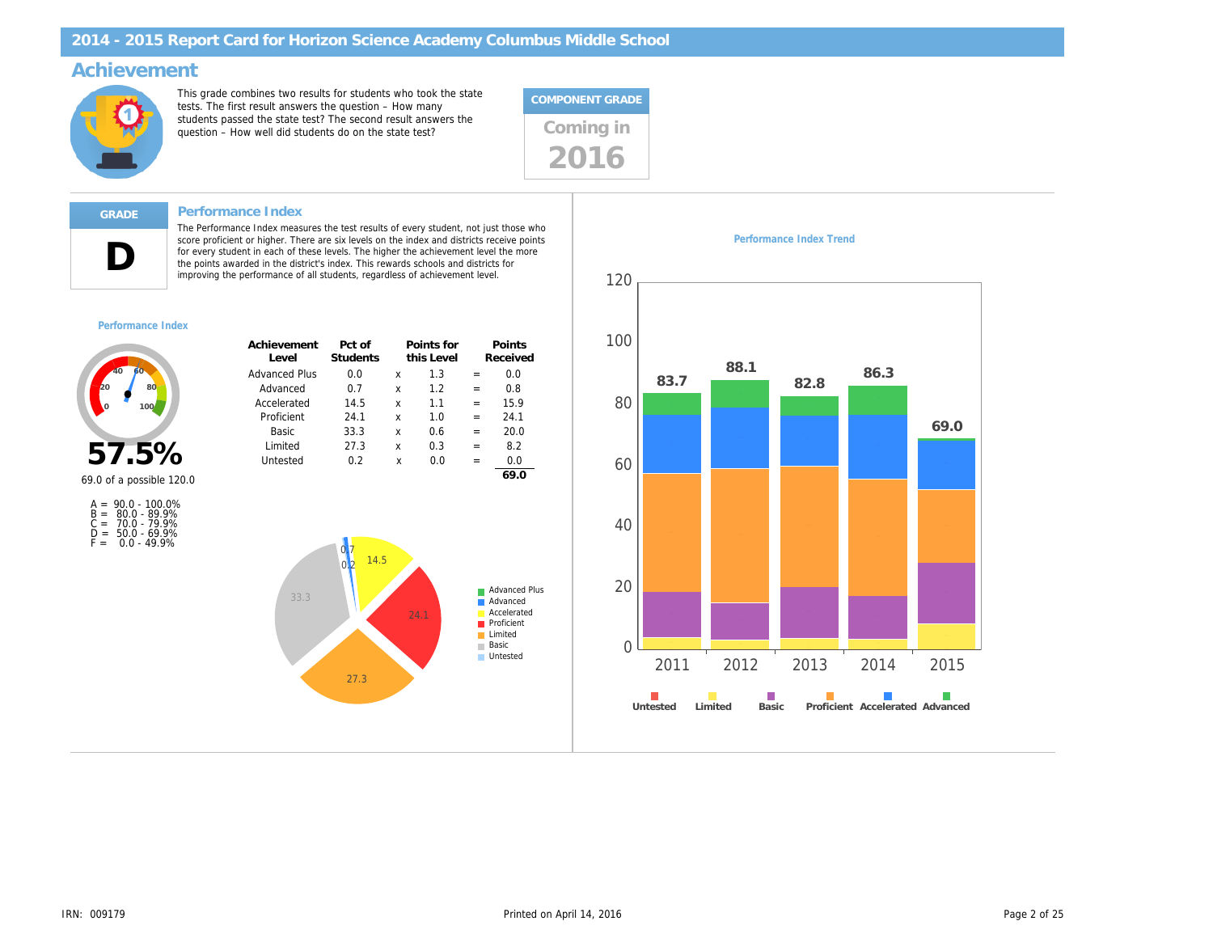# 2014 - 2015 Report Card for Horizon Science Academy Columbus Middle School

## Achievement

This grade combines two results for students who took the state tests. The first result answers the question – How many students passed the state test? The second result answers the question – How well did students do on the state test?

**COMPONENT GRADE**

Coming in 2016

**GRADE**

**D**

### Performance Index

The Performance Index measures the test results of every student, not just those who score proficient or higher. There are six levels on the index and districts receive points for every student in each of these levels. The higher the achievement level the more the points awarded in the district's index. This rewards schools and districts for improving the performance of all students, regardless of achievement level.

**Performance Index**

**57.5%**

69.0 of a possible 120.0

A = 90.0 - 100.0%
B = 80.0 - 89.9%
C = 70.0 - 79.9%
D = 50.0 - 69.9%
F = 0.0 - 49.9%

| Achievement Level | Pct of Students | | Points for this Level | | Points Received |
|---|---|---|---|---|---|
| Advanced Plus | 0.0 | x | 1.3 | = | 0.0 |
| Advanced | 0.7 | x | 1.2 | = | 0.8 |
| Accelerated | 14.5 | x | 1.1 | = | 15.9 |
| Proficient | 24.1 | x | 1.0 | = | 24.1 |
| Basic | 33.3 | x | 0.6 | = | 20.0 |
| Limited | 27.3 | x | 0.3 | = | 8.2 |
| Untested | 0.2 | x | 0.0 | = | 0.0 |
| | | | | | **69.0** |

**Performance Index Trend**

| Year | Performance Index |
|---|---|
| 2011 | 83.7 |
| 2012 | 88.1 |
| 2013 | 82.8 |
| 2014 | 86.3 |
| 2015 | 69.0 |

IRN: 009179

Printed on April 14, 2016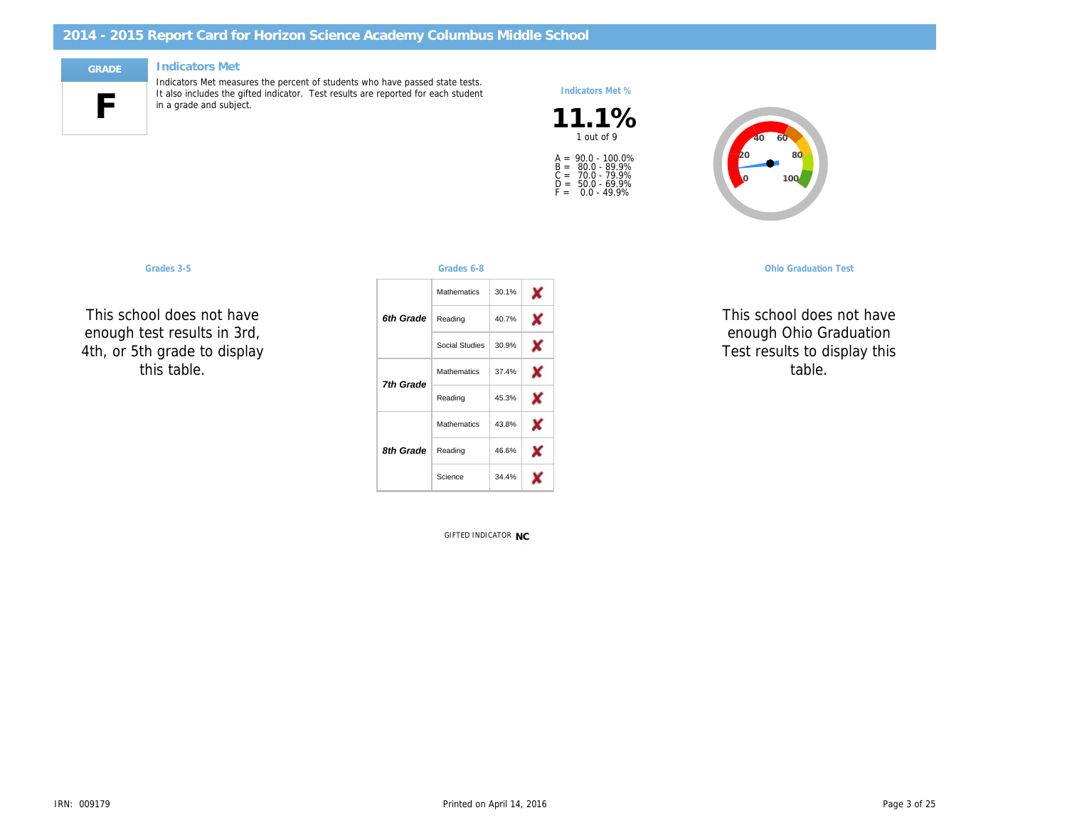# 2014 - 2015 Report Card for Horizon Science Academy Columbus Middle School

**GRADE**

**F**

## Indicators Met

Indicators Met measures the percent of students who have passed state tests. It also includes the gifted indicator. Test results are reported for each student in a grade and subject.

**Indicators Met %**

**11.1%**
1 out of 9

A = 90.0 - 100.0%
B = 80.0 - 89.9%
C = 70.0 - 79.9%
D = 50.0 - 69.9%
F = 0.0 - 49.9%

### Grades 3-5

This school does not have enough test results in 3rd, 4th, or 5th grade to display this table.

### Grades 6-8

| Grade | Subject | Percent | Met |
|---|---|---|---|
| ***6th Grade*** | Mathematics | 30.1% | ✘ |
| | Reading | 40.7% | ✘ |
| | Social Studies | 30.9% | ✘ |
| ***7th Grade*** | Mathematics | 37.4% | ✘ |
| | Reading | 45.3% | ✘ |
| ***8th Grade*** | Mathematics | 43.8% | ✘ |
| | Reading | 46.6% | ✘ |
| | Science | 34.4% | ✘ |

### Ohio Graduation Test

This school does not have enough Ohio Graduation Test results to display this table.

GIFTED INDICATOR **NC**

IRN: 009179

Printed on April 14, 2016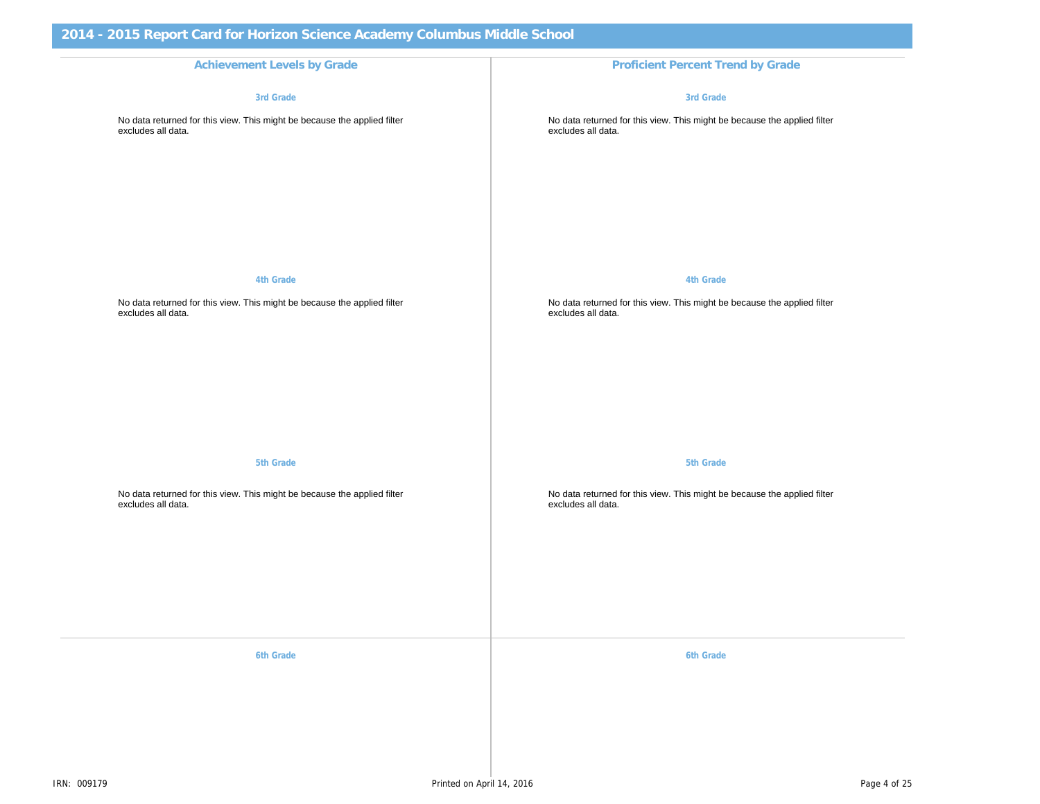## Achievement Levels by Grade

### 3rd Grade

No data returned for this view. This might be because the applied filter excludes all data.

### 4th Grade

No data returned for this view. This might be because the applied filter excludes all data.

### 5th Grade

No data returned for this view. This might be because the applied filter excludes all data.

### 6th Grade

## Proficient Percent Trend by Grade

### 3rd Grade

No data returned for this view. This might be because the applied filter excludes all data.

### 4th Grade

No data returned for this view. This might be because the applied filter excludes all data.

### 5th Grade

No data returned for this view. This might be because the applied filter excludes all data.

### 6th Grade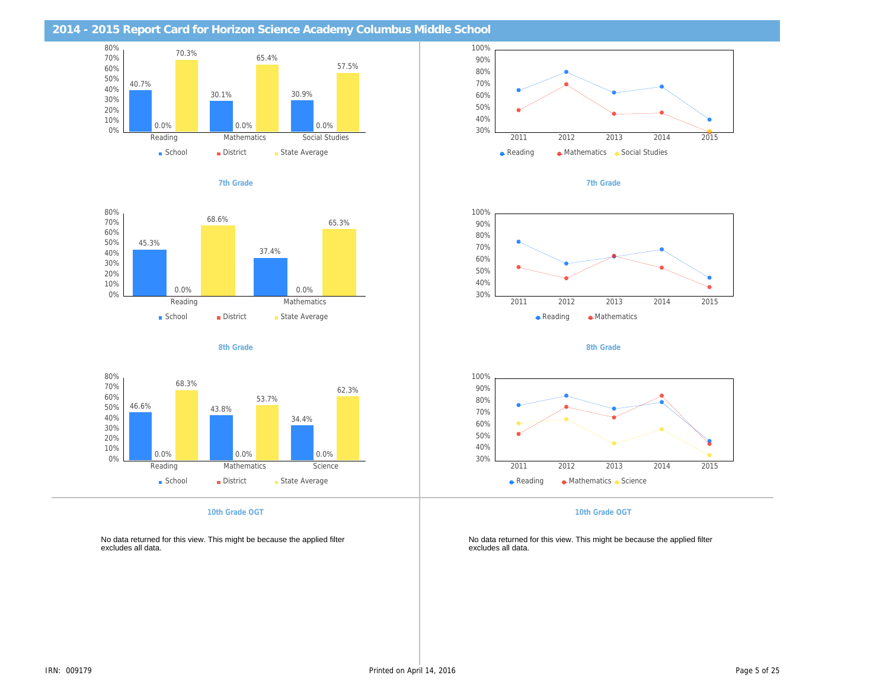## 2014 - 2015 Report Card for Horizon Science Academy Columbus Middle School

| | School | District | State Average |
|---|---|---|---|
| Reading | 40.7% | 0.0% | 70.3% |
| Mathematics | 30.1% | 0.0% | 65.4% |
| Social Studies | 30.9% | 0.0% | 57.5% |

Reading · Mathematics · Social Studies

### 7th Grade

| | School | District | State Average |
|---|---|---|---|
| Reading | 45.3% | 0.0% | 68.6% |
| Mathematics | 37.4% | 0.0% | 65.3% |

Reading · Mathematics

### 8th Grade

| | School | District | State Average |
|---|---|---|---|
| Reading | 46.6% | 0.0% | 68.3% |
| Mathematics | 43.8% | 0.0% | 53.7% |
| Science | 34.4% | 0.0% | 62.3% |

Reading · Mathematics · Science

### 10th Grade OGT

No data returned for this view. This might be because the applied filter excludes all data.

### 10th Grade OGT

No data returned for this view. This might be because the applied filter excludes all data.

IRN: 009179

Printed on April 14, 2016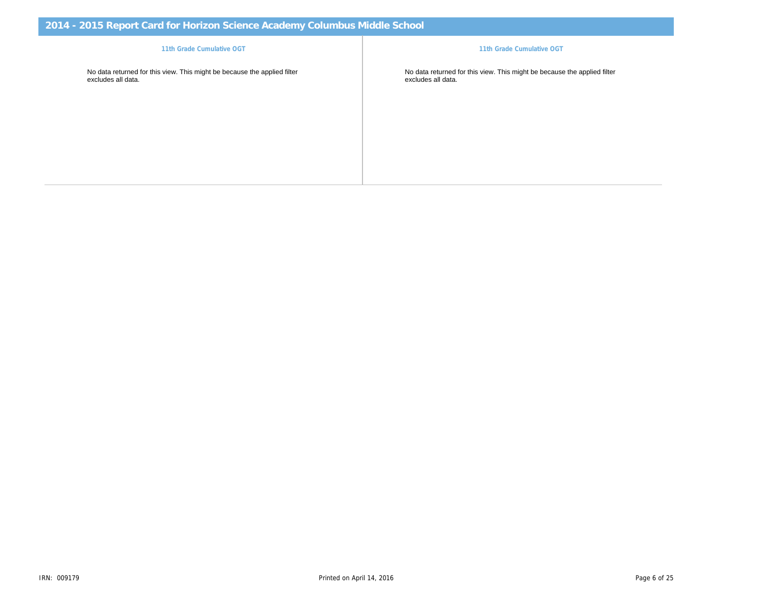# 2014 - 2015 Report Card for Horizon Science Academy Columbus Middle School

### 11th Grade Cumulative OGT

No data returned for this view. This might be because the applied filter excludes all data.

### 11th Grade Cumulative OGT

No data returned for this view. This might be because the applied filter excludes all data.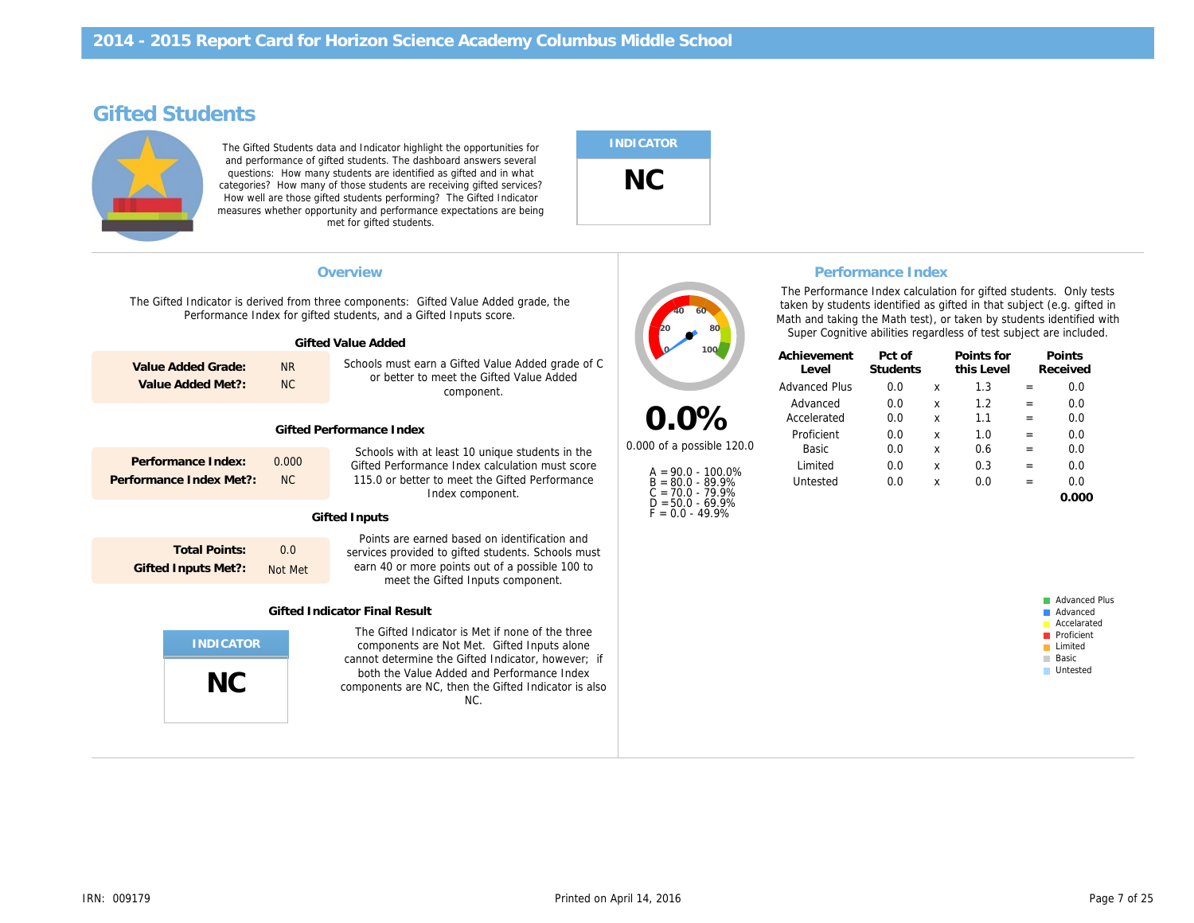# 2014 - 2015 Report Card for Horizon Science Academy Columbus Middle School

## Gifted Students

The Gifted Students data and Indicator highlight the opportunities for and performance of gifted students. The dashboard answers several questions: How many students are identified as gifted and in what categories? How many of those students are receiving gifted services? How well are those gifted students performing? The Gifted Indicator measures whether opportunity and performance expectations are being met for gifted students.

**INDICATOR**

**NC**

### Overview

The Gifted Indicator is derived from three components: Gifted Value Added grade, the Performance Index for gifted students, and a Gifted Inputs score.

#### Gifted Value Added

| | |
|---|---|
| **Value Added Grade:** | NR |
| **Value Added Met?:** | NC |

Schools must earn a Gifted Value Added grade of C or better to meet the Gifted Value Added component.

#### Gifted Performance Index

| | |
|---|---|
| **Performance Index:** | 0.000 |
| **Performance Index Met?:** | NC |

Schools with at least 10 unique students in the Gifted Performance Index calculation must score 115.0 or better to meet the Gifted Performance Index component.

#### Gifted Inputs

| | |
|---|---|
| **Total Points:** | 0.0 |
| **Gifted Inputs Met?:** | Not Met |

Points are earned based on identification and services provided to gifted students. Schools must earn 40 or more points out of a possible 100 to meet the Gifted Inputs component.

#### Gifted Indicator Final Result

**INDICATOR**

**NC**

The Gifted Indicator is Met if none of the three components are Not Met. Gifted Inputs alone cannot determine the Gifted Indicator, however; if both the Value Added and Performance Index components are NC, then the Gifted Indicator is also NC.

### Performance Index

**0.0%**

0.000 of a possible 120.0

A = 90.0 - 100.0%
B = 80.0 - 89.9%
C = 70.0 - 79.9%
D = 50.0 - 69.9%
F = 0.0 - 49.9%

The Performance Index calculation for gifted students. Only tests taken by students identified as gifted in that subject (e.g. gifted in Math and taking the Math test), or taken by students identified with Super Cognitive abilities regardless of test subject are included.

| Achievement Level | Pct of Students | | Points for this Level | | Points Received |
|---|---|---|---|---|---|
| Advanced Plus | 0.0 | x | 1.3 | = | 0.0 |
| Advanced | 0.0 | x | 1.2 | = | 0.0 |
| Accelerated | 0.0 | x | 1.1 | = | 0.0 |
| Proficient | 0.0 | x | 1.0 | = | 0.0 |
| Basic | 0.0 | x | 0.6 | = | 0.0 |
| Limited | 0.0 | x | 0.3 | = | 0.0 |
| Untested | 0.0 | x | 0.0 | = | 0.0 |
| | | | | | **0.000** |

Advanced Plus
Advanced
Accelarated
Proficient
Limited
Basic
Untested

IRN: 009179

Printed on April 14, 2016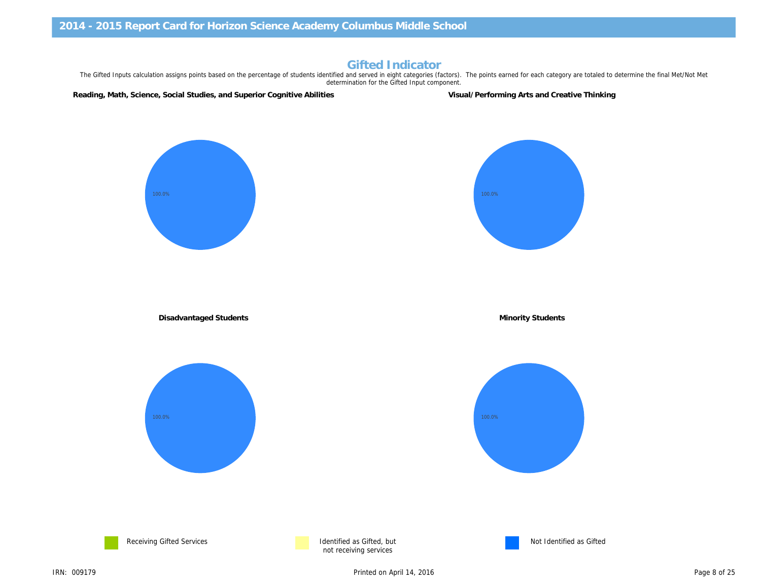# Gifted Indicator

The Gifted Inputs calculation assigns points based on the percentage of students identified and served in eight categories (factors). The points earned for each category are totaled to determine the final Met/Not Met determination for the Gifted Input component.

**Reading, Math, Science, Social Studies, and Superior Cognitive Abilities**

100.0%

**Visual/Performing Arts and Creative Thinking**

100.0%

**Disadvantaged Students**

100.0%

**Minority Students**

100.0%

Receiving Gifted Services

Identified as Gifted, but not receiving services

Not Identified as Gifted

IRN: 009179

Printed on April 14, 2016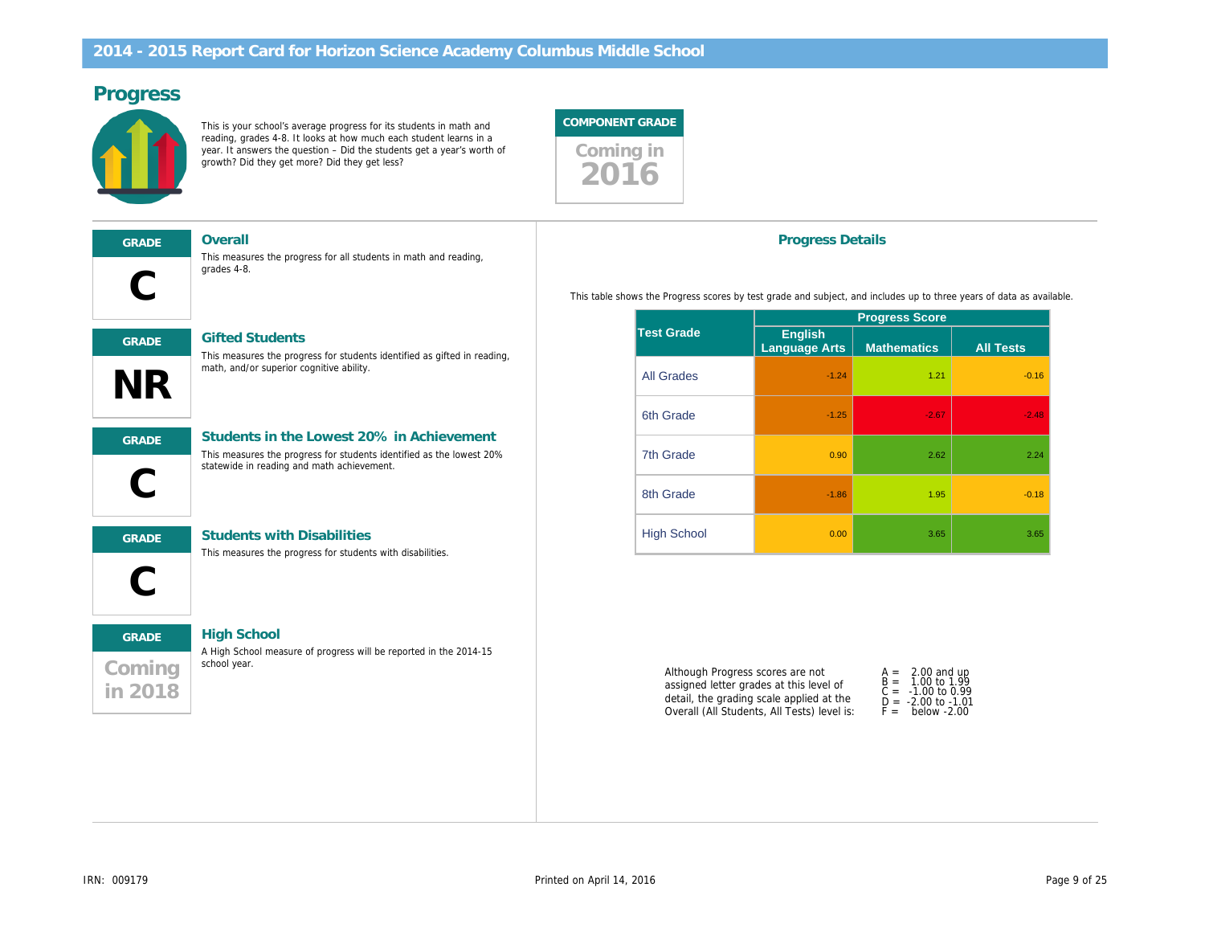# 2014 - 2015 Report Card for Horizon Science Academy Columbus Middle School

## Progress

This is your school's average progress for its students in math and reading, grades 4-8. It looks at how much each student learns in a year. It answers the question – Did the students get a year's worth of growth? Did they get more? Did they get less?

**COMPONENT GRADE**

Coming in 2016

---

**GRADE**

**C**

### Overall

This measures the progress for all students in math and reading, grades 4-8.

**GRADE**

**NR**

### Gifted Students

This measures the progress for students identified as gifted in reading, math, and/or superior cognitive ability.

**GRADE**

**C**

### Students in the Lowest 20% in Achievement

This measures the progress for students identified as the lowest 20% statewide in reading and math achievement.

**GRADE**

**C**

### Students with Disabilities

This measures the progress for students with disabilities.

**GRADE**

Coming in 2018

### High School

A High School measure of progress will be reported in the 2014-15 school year.

### Progress Details

This table shows the Progress scores by test grade and subject, and includes up to three years of data as available.

| Test Grade | Progress Score | | |
|---|---|---|---|
| | English Language Arts | Mathematics | All Tests |
| All Grades | -1.24 | 1.21 | -0.16 |
| 6th Grade | -1.25 | -2.67 | -2.48 |
| 7th Grade | 0.90 | 2.62 | 2.24 |
| 8th Grade | -1.86 | 1.95 | -0.18 |
| High School | 0.00 | 3.65 | 3.65 |

Although Progress scores are not assigned letter grades at this level of detail, the grading scale applied at the Overall (All Students, All Tests) level is:

A = 2.00 and up
B = 1.00 to 1.99
C = -1.00 to 0.99
D = -2.00 to -1.01
F = below -2.00

IRN: 009179

Printed on April 14, 2016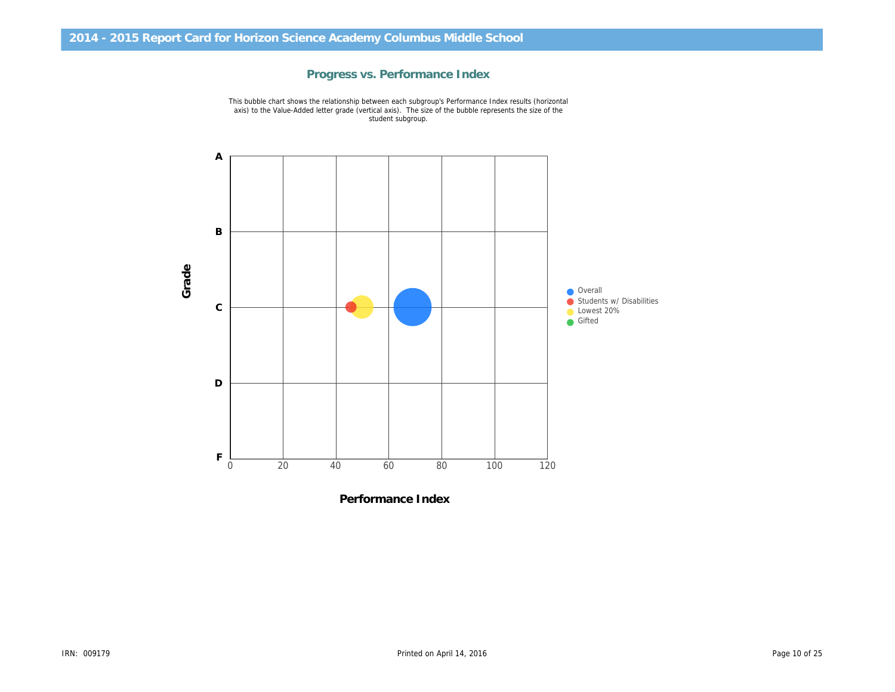## 2014 - 2015 Report Card for Horizon Science Academy Columbus Middle School

### Progress vs. Performance Index

This bubble chart shows the relationship between each subgroup's Performance Index results (horizontal axis) to the Value-Added letter grade (vertical axis). The size of the bubble represents the size of the student subgroup.

Grade: A, B, C, D, F

Performance Index: 0, 20, 40, 60, 80, 100, 120

- Overall
- Students w/ Disabilities
- Lowest 20%
- Gifted

IRN: 009179

Printed on April 14, 2016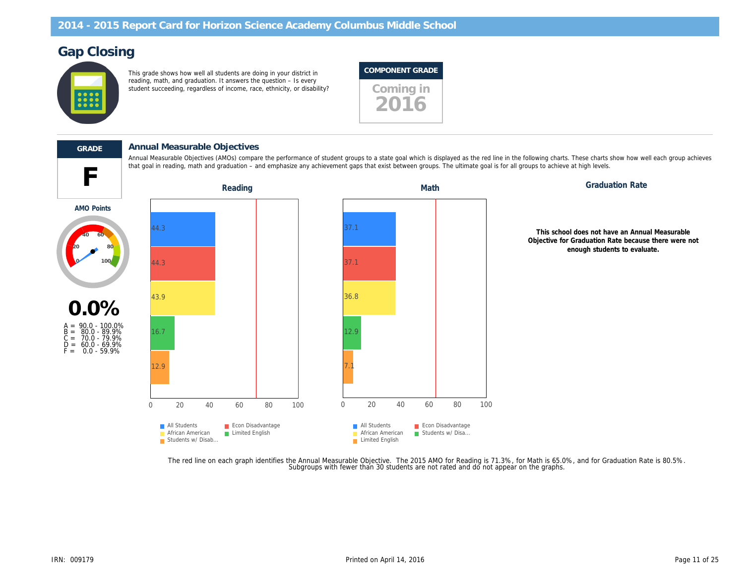# Gap Closing

This grade shows how well all students are doing in your district in reading, math, and graduation. It answers the question – Is every student succeeding, regardless of income, race, ethnicity, or disability?

**COMPONENT GRADE**

**Coming in 2016**

**GRADE**

**F**

## Annual Measurable Objectives

Annual Measurable Objectives (AMOs) compare the performance of student groups to a state goal which is displayed as the red line in the following charts. These charts show how well each group achieves that goal in reading, math and graduation – and emphasize any achievement gaps that exist between groups. The ultimate goal is for all groups to achieve at high levels.

**AMO Points**

**0.0%**

A = 90.0 - 100.0%
B = 80.0 - 89.9%
C = 70.0 - 79.9%
D = 60.0 - 69.9%
F = 0.0 - 59.9%

### Reading

| Group | Value |
| --- | --- |
| All Students | 44.3 |
| Econ Disadvantage | 44.3 |
| African American | 43.9 |
| Limited English | 16.7 |
| Students w/ Disab... | 12.9 |

### Math

| Group | Value |
| --- | --- |
| All Students | 37.1 |
| Econ Disadvantage | 37.1 |
| African American | 36.8 |
| Students w/ Disa... | 12.9 |
| Limited English | 7.1 |

### Graduation Rate

**This school does not have an Annual Measurable Objective for Graduation Rate because there were not enough students to evaluate.**

The red line on each graph identifies the Annual Measurable Objective. The 2015 AMO for Reading is 71.3%, for Math is 65.0%, and for Graduation Rate is 80.5%. Subgroups with fewer than 30 students are not rated and do not appear on the graphs.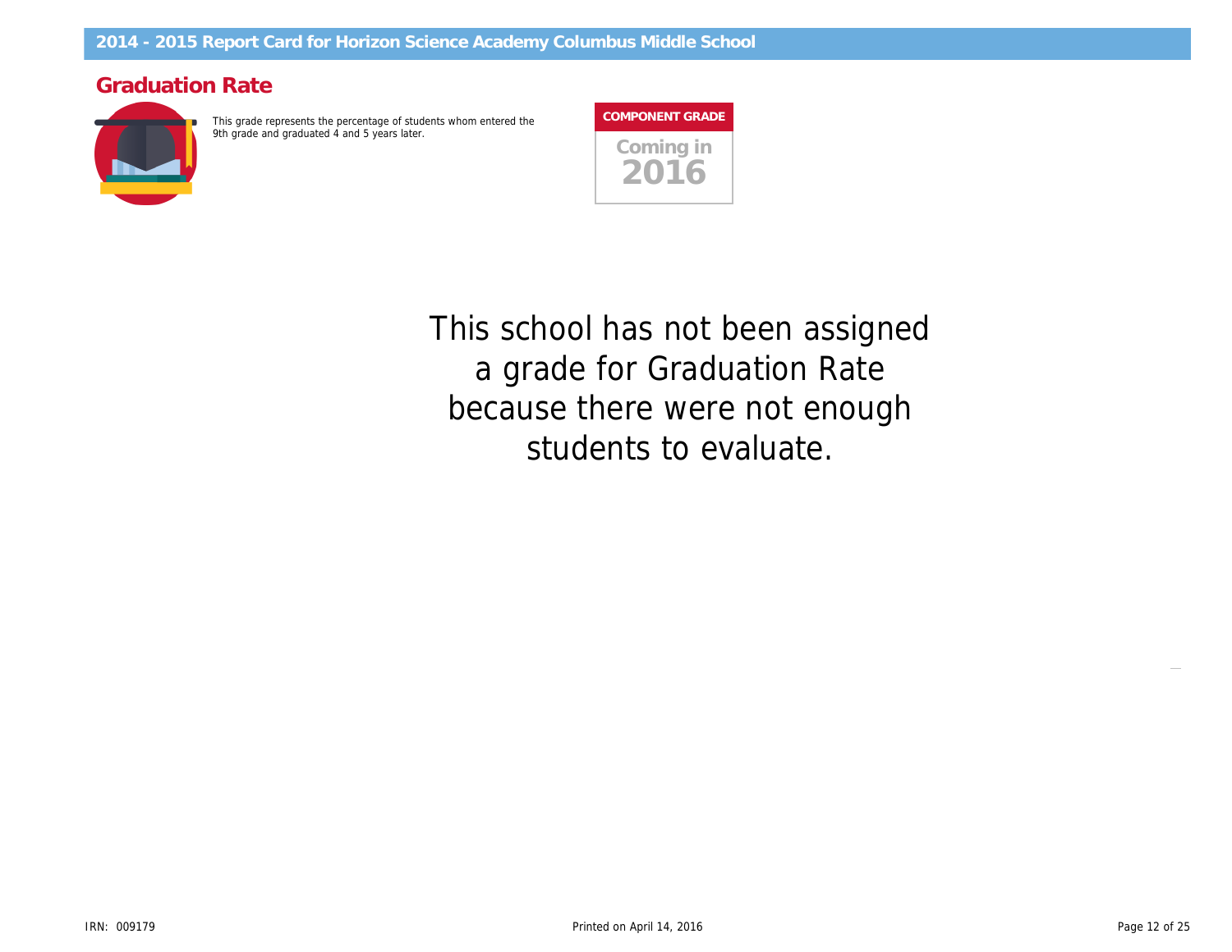## Graduation Rate

This grade represents the percentage of students whom entered the 9th grade and graduated 4 and 5 years later.

**COMPONENT GRADE**

Coming in 2016

This school has not been assigned a grade for Graduation Rate because there were not enough students to evaluate.

IRN: 009179

Printed on April 14, 2016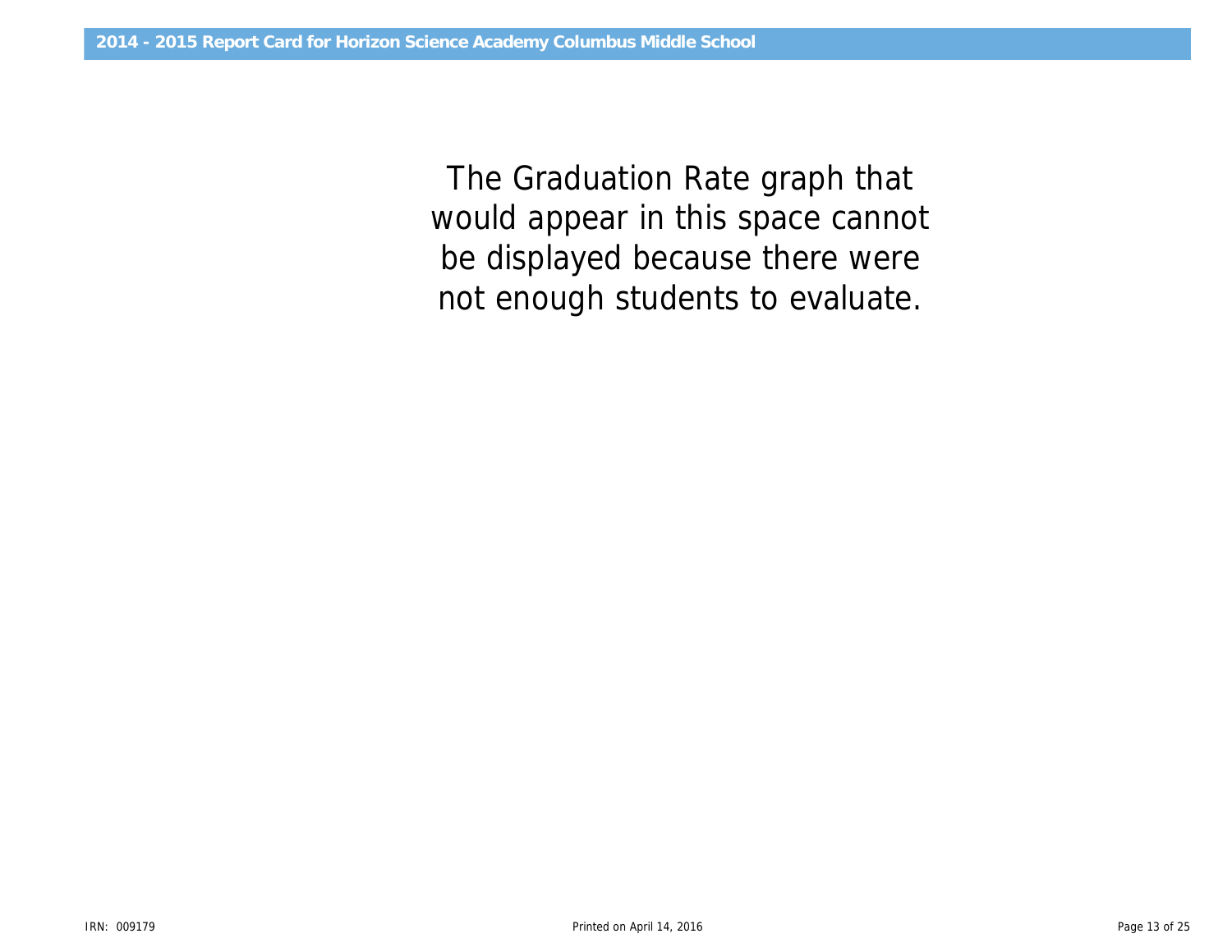The Graduation Rate graph that would appear in this space cannot be displayed because there were not enough students to evaluate.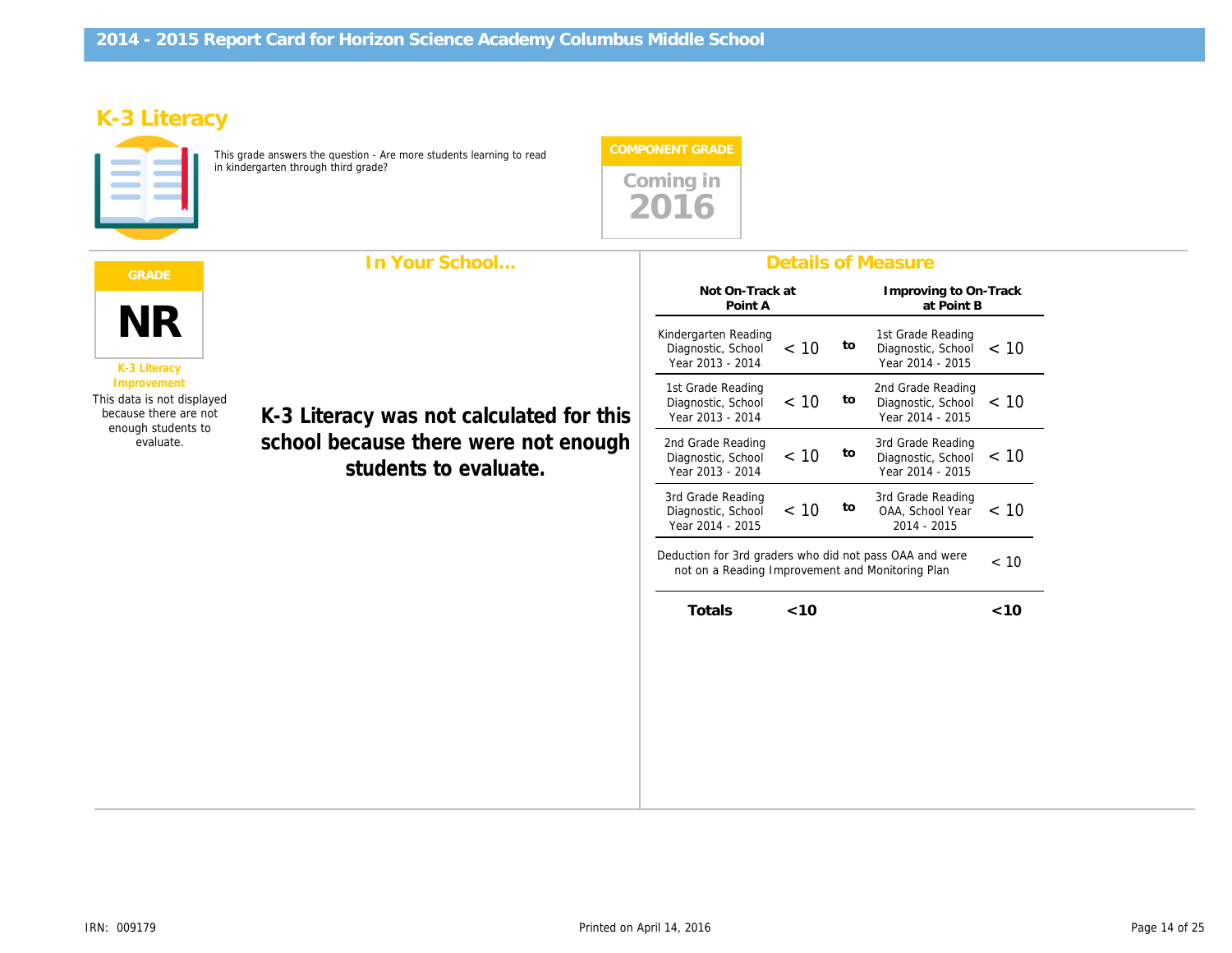# 2014 - 2015 Report Card for Horizon Science Academy Columbus Middle School

## K-3 Literacy

This grade answers the question - Are more students learning to read in kindergarten through third grade?

**COMPONENT GRADE**

Coming in 2016

**GRADE**

**NR**

K-3 Literacy Improvement

This data is not displayed because there are not enough students to evaluate.

### In Your School...

**K-3 Literacy was not calculated for this school because there were not enough students to evaluate.**

### Details of Measure

| Not On-Track at Point A | | | Improving to On-Track at Point B | |
|---|---|---|---|---|
| Kindergarten Reading Diagnostic, School Year 2013 - 2014 | < 10 | to | 1st Grade Reading Diagnostic, School Year 2014 - 2015 | < 10 |
| 1st Grade Reading Diagnostic, School Year 2013 - 2014 | < 10 | to | 2nd Grade Reading Diagnostic, School Year 2014 - 2015 | < 10 |
| 2nd Grade Reading Diagnostic, School Year 2013 - 2014 | < 10 | to | 3rd Grade Reading Diagnostic, School Year 2014 - 2015 | < 10 |
| 3rd Grade Reading Diagnostic, School Year 2014 - 2015 | < 10 | to | 3rd Grade Reading OAA, School Year 2014 - 2015 | < 10 |
| Deduction for 3rd graders who did not pass OAA and were not on a Reading Improvement and Monitoring Plan | | | | < 10 |
| **Totals** | **<10** | | | **<10** |

IRN: 009179

Printed on April 14, 2016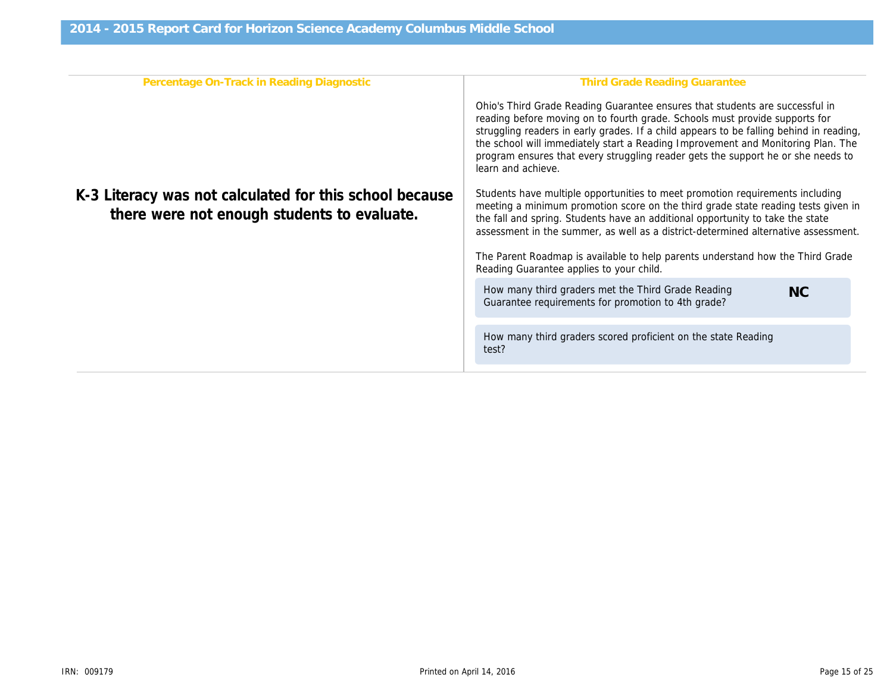# 2014 - 2015 Report Card for Horizon Science Academy Columbus Middle School

## Percentage On-Track in Reading Diagnostic

**K-3 Literacy was not calculated for this school because there were not enough students to evaluate.**

## Third Grade Reading Guarantee

Ohio's Third Grade Reading Guarantee ensures that students are successful in reading before moving on to fourth grade. Schools must provide supports for struggling readers in early grades. If a child appears to be falling behind in reading, the school will immediately start a Reading Improvement and Monitoring Plan. The program ensures that every struggling reader gets the support he or she needs to learn and achieve.

Students have multiple opportunities to meet promotion requirements including meeting a minimum promotion score on the third grade state reading tests given in the fall and spring. Students have an additional opportunity to take the state assessment in the summer, as well as a district-determined alternative assessment.

The Parent Roadmap is available to help parents understand how the Third Grade Reading Guarantee applies to your child.

| | |
|---|---|
| How many third graders met the Third Grade Reading Guarantee requirements for promotion to 4th grade? | **NC** |
| How many third graders scored proficient on the state Reading test? | |

IRN: 009179

Printed on April 14, 2016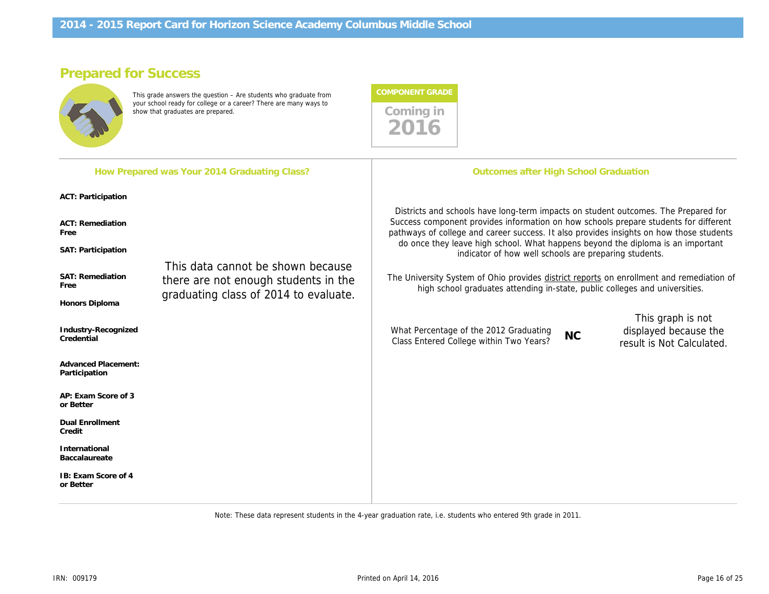## Prepared for Success

This grade answers the question – Are students who graduate from your school ready for college or a career? There are many ways to show that graduates are prepared.

**COMPONENT GRADE**

Coming in 2016

### How Prepared was Your 2014 Graduating Class?

- **ACT: Participation**
- **ACT: Remediation Free**
- **SAT: Participation**
- **SAT: Remediation Free**
- **Honors Diploma**
- **Industry-Recognized Credential**
- **Advanced Placement: Participation**
- **AP: Exam Score of 3 or Better**
- **Dual Enrollment Credit**
- **International Baccalaureate**
- **IB: Exam Score of 4 or Better**

This data cannot be shown because there are not enough students in the graduating class of 2014 to evaluate.

### Outcomes after High School Graduation

Districts and schools have long-term impacts on student outcomes. The Prepared for Success component provides information on how schools prepare students for different pathways of college and career success. It also provides insights on how those students do once they leave high school. What happens beyond the diploma is an important indicator of how well schools are preparing students.

The University System of Ohio provides district reports on enrollment and remediation of high school graduates attending in-state, public colleges and universities.

What Percentage of the 2012 Graduating Class Entered College within Two Years? **NC**

This graph is not displayed because the result is Not Calculated.

Note: These data represent students in the 4-year graduation rate, i.e. students who entered 9th grade in 2011.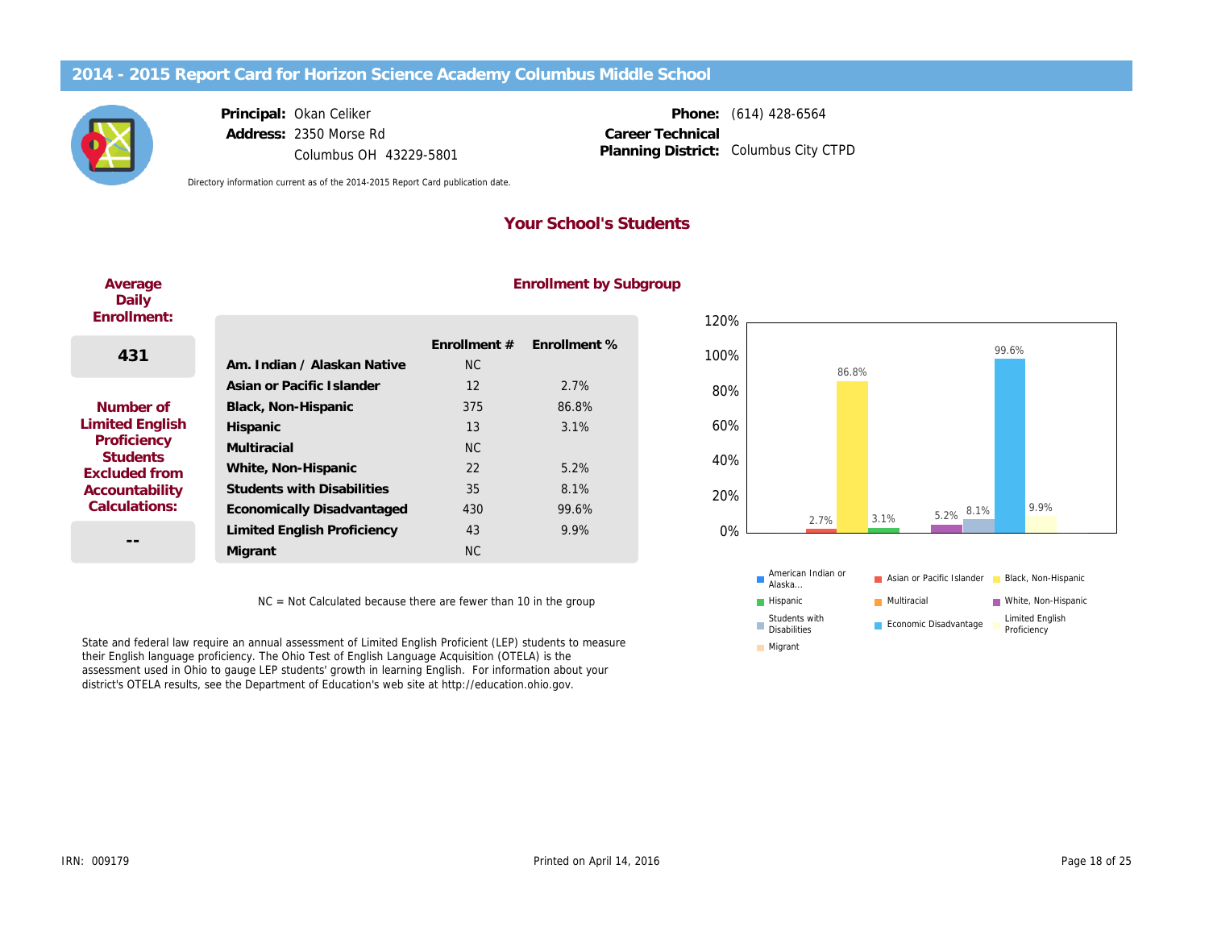# 2014 - 2015 Report Card for Horizon Science Academy Columbus Middle School

**Principal:** Okan Celiker
**Address:** 2350 Morse Rd
Columbus OH 43229-5801

**Phone:** (614) 428-6564
**Career Technical Planning District:** Columbus City CTPD

Directory information current as of the 2014-2015 Report Card publication date.

## Your School's Students

**Average Daily Enrollment:**

431

**Number of Limited English Proficiency Students Excluded from Accountability Calculations:**

--

### Enrollment by Subgroup

| | Enrollment # | Enrollment % |
|---|---|---|
| Am. Indian / Alaskan Native | NC | |
| Asian or Pacific Islander | 12 | 2.7% |
| Black, Non-Hispanic | 375 | 86.8% |
| Hispanic | 13 | 3.1% |
| Multiracial | NC | |
| White, Non-Hispanic | 22 | 5.2% |
| Students with Disabilities | 35 | 8.1% |
| Economically Disadvantaged | 430 | 99.6% |
| Limited English Proficiency | 43 | 9.9% |
| Migrant | NC | |

NC = Not Calculated because there are fewer than 10 in the group

State and federal law require an annual assessment of Limited English Proficient (LEP) students to measure their English language proficiency. The Ohio Test of English Language Acquisition (OTELA) is the assessment used in Ohio to gauge LEP students' growth in learning English. For information about your district's OTELA results, see the Department of Education's web site at http://education.ohio.gov.

IRN: 009179

Printed on April 14, 2016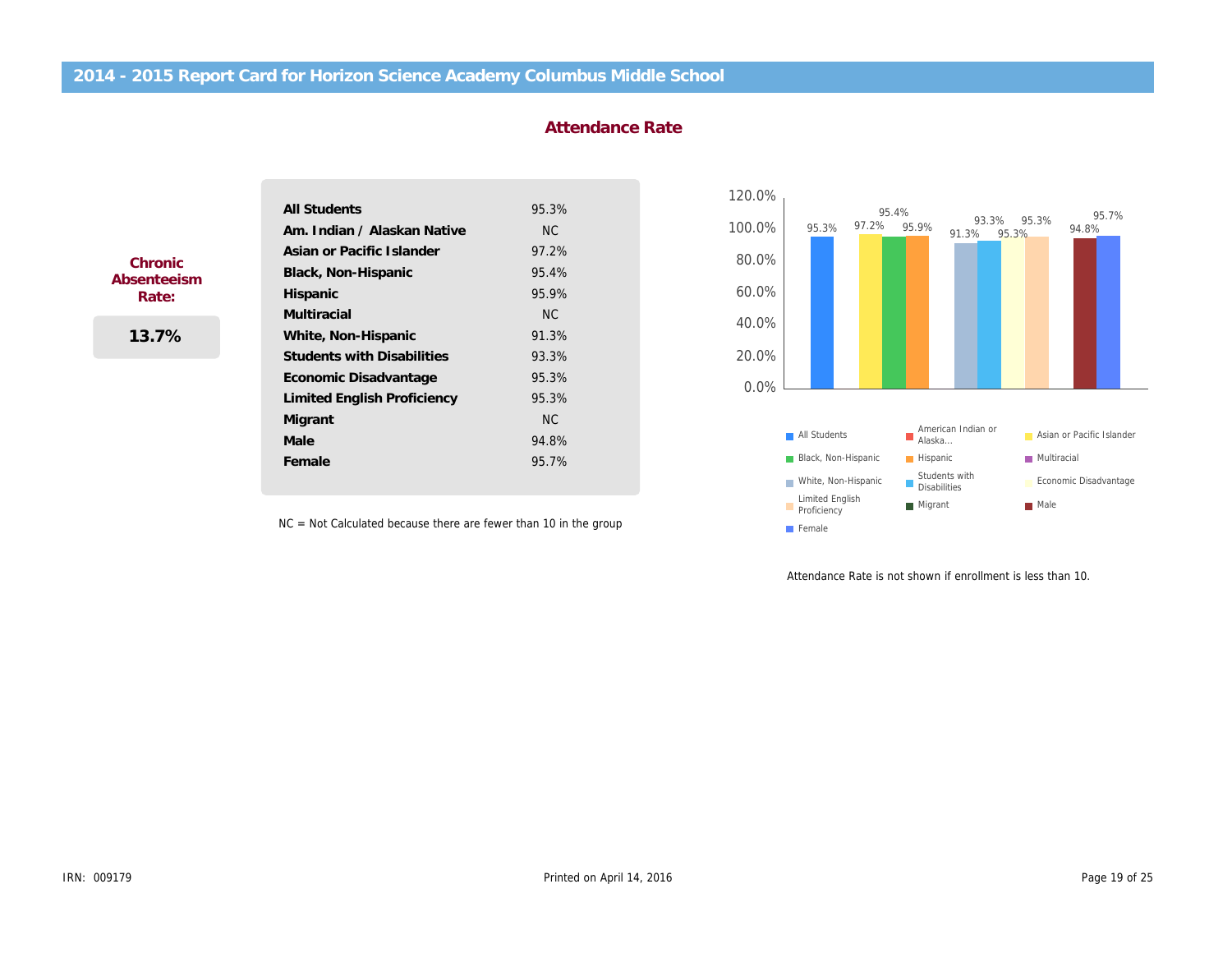## 2014 - 2015 Report Card for Horizon Science Academy Columbus Middle School

### Attendance Rate

**Chronic Absenteeism Rate:**

**13.7%**

| | |
|---|---|
| **All Students** | 95.3% |
| **Am. Indian / Alaskan Native** | NC |
| **Asian or Pacific Islander** | 97.2% |
| **Black, Non-Hispanic** | 95.4% |
| **Hispanic** | 95.9% |
| **Multiracial** | NC |
| **White, Non-Hispanic** | 91.3% |
| **Students with Disabilities** | 93.3% |
| **Economic Disadvantage** | 95.3% |
| **Limited English Proficiency** | 95.3% |
| **Migrant** | NC |
| **Male** | 94.8% |
| **Female** | 95.7% |

NC = Not Calculated because there are fewer than 10 in the group

Attendance Rate is not shown if enrollment is less than 10.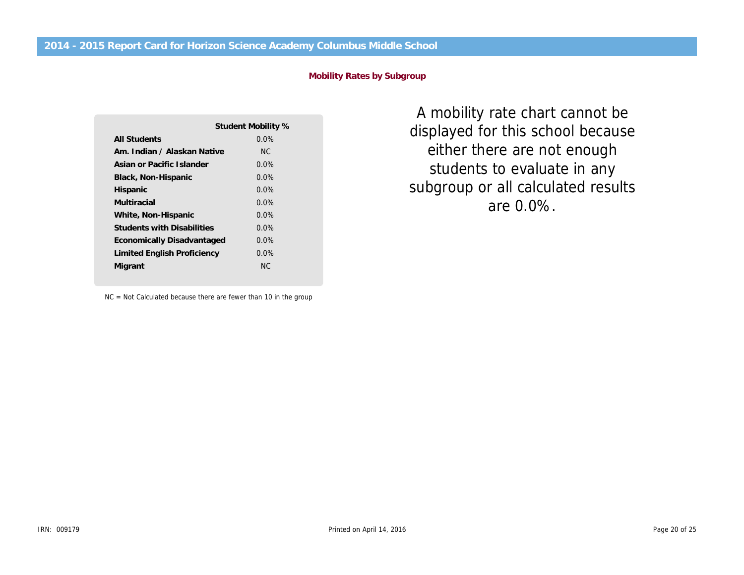## 2014 - 2015 Report Card for Horizon Science Academy Columbus Middle School

### Mobility Rates by Subgroup

| | Student Mobility % |
|---|---|
| **All Students** | 0.0% |
| **Am. Indian / Alaskan Native** | NC |
| **Asian or Pacific Islander** | 0.0% |
| **Black, Non-Hispanic** | 0.0% |
| **Hispanic** | 0.0% |
| **Multiracial** | 0.0% |
| **White, Non-Hispanic** | 0.0% |
| **Students with Disabilities** | 0.0% |
| **Economically Disadvantaged** | 0.0% |
| **Limited English Proficiency** | 0.0% |
| **Migrant** | NC |

NC = Not Calculated because there are fewer than 10 in the group

A mobility rate chart cannot be displayed for this school because either there are not enough students to evaluate in any subgroup or all calculated results are 0.0%.

IRN: 009179

Printed on April 14, 2016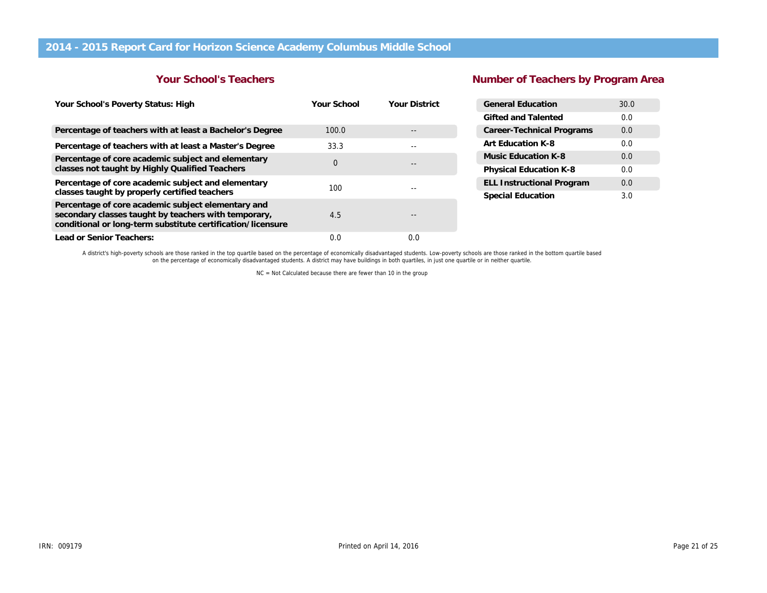# 2014 - 2015 Report Card for Horizon Science Academy Columbus Middle School

## Your School's Teachers

| Your School's Poverty Status: High | Your School | Your District |
|---|---|---|
| Percentage of teachers with at least a Bachelor's Degree | 100.0 | -- |
| Percentage of teachers with at least a Master's Degree | 33.3 | -- |
| Percentage of core academic subject and elementary classes not taught by Highly Qualified Teachers | 0 | -- |
| Percentage of core academic subject and elementary classes taught by properly certified teachers | 100 | -- |
| Percentage of core academic subject elementary and secondary classes taught by teachers with temporary, conditional or long-term substitute certification/licensure | 4.5 | -- |
| Lead or Senior Teachers: | 0.0 | 0.0 |

## Number of Teachers by Program Area

| Program Area | Number |
|---|---|
| General Education | 30.0 |
| Gifted and Talented | 0.0 |
| Career-Technical Programs | 0.0 |
| Art Education K-8 | 0.0 |
| Music Education K-8 | 0.0 |
| Physical Education K-8 | 0.0 |
| ELL Instructional Program | 0.0 |
| Special Education | 3.0 |

A district's high-poverty schools are those ranked in the top quartile based on the percentage of economically disadvantaged students. Low-poverty schools are those ranked in the bottom quartile based on the percentage of economically disadvantaged students. A district may have buildings in both quartiles, in just one quartile or in neither quartile.

NC = Not Calculated because there are fewer than 10 in the group

IRN: 009179

Printed on April 14, 2016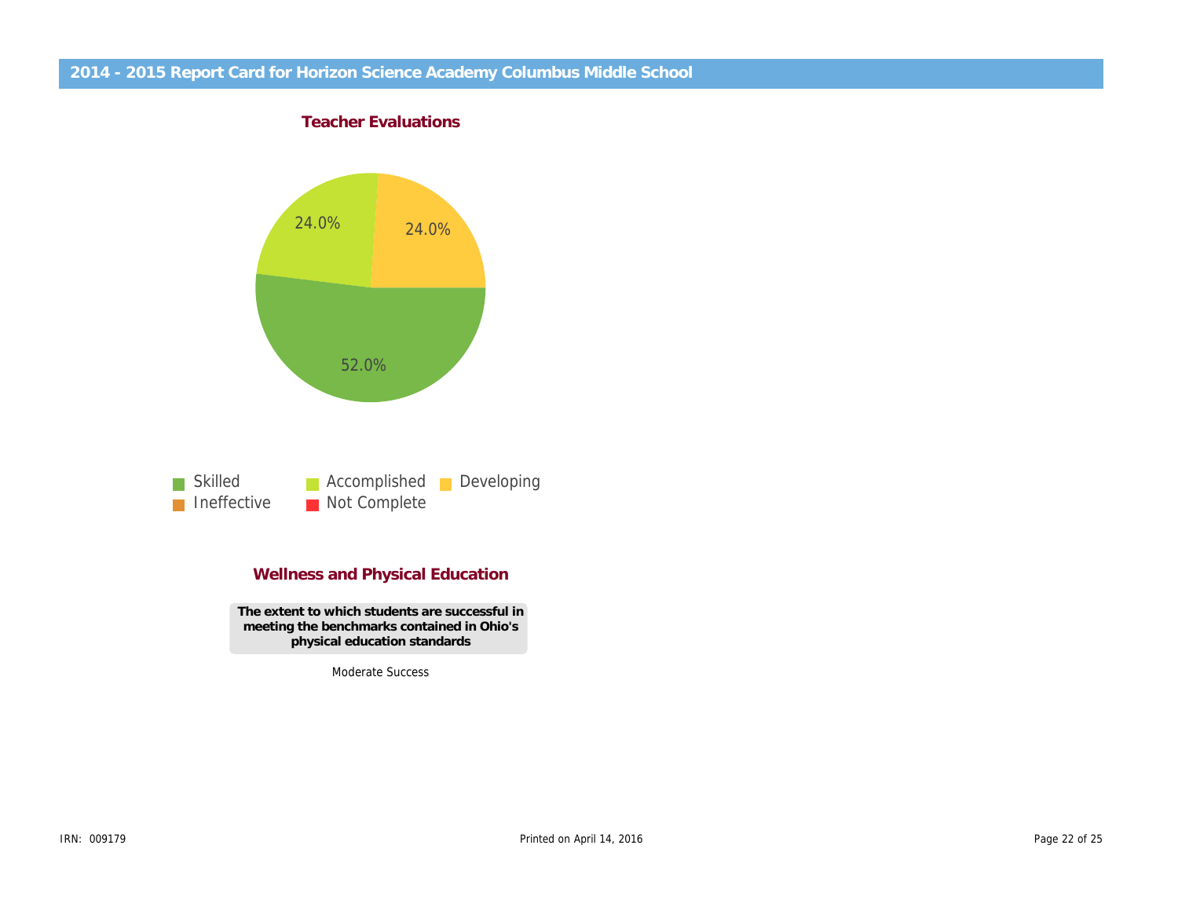# 2014 - 2015 Report Card for Horizon Science Academy Columbus Middle School

## Teacher Evaluations

| Rating | Percentage |
| --- | --- |
| Skilled | 52.0% |
| Accomplished | 24.0% |
| Developing | 24.0% |
| Ineffective | |
| Not Complete | |

## Wellness and Physical Education

**The extent to which students are successful in meeting the benchmarks contained in Ohio's physical education standards**

Moderate Success

IRN: 009179

Printed on April 14, 2016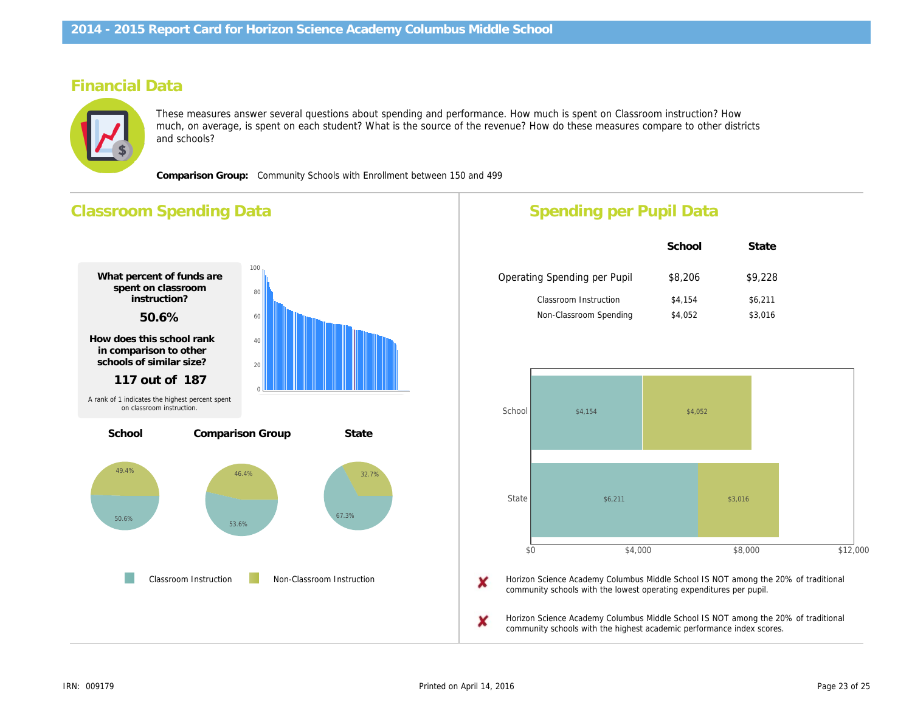# 2014 - 2015 Report Card for Horizon Science Academy Columbus Middle School

## Financial Data

These measures answer several questions about spending and performance. How much is spent on Classroom instruction? How much, on average, is spent on each student? What is the source of the revenue? How do these measures compare to other districts and schools?

**Comparison Group:** Community Schools with Enrollment between 150 and 499

## Classroom Spending Data

**What percent of funds are spent on classroom instruction?**

**50.6%**

**How does this school rank in comparison to other schools of similar size?**

**117 out of 187**

A rank of 1 indicates the highest percent spent on classroom instruction.

| | School | Comparison Group | State |
|---|---|---|---|
| Classroom Instruction | 50.6% | 53.6% | 67.3% |
| Non-Classroom Instruction | 49.4% | 46.4% | 32.7% |

## Spending per Pupil Data

| | School | State |
|---|---|---|
| Operating Spending per Pupil | $8,206 | $9,228 |
| Classroom Instruction | $4,154 | $6,211 |
| Non-Classroom Spending | $4,052 | $3,016 |

✘ Horizon Science Academy Columbus Middle School IS NOT among the 20% of traditional community schools with the lowest operating expenditures per pupil.

✘ Horizon Science Academy Columbus Middle School IS NOT among the 20% of traditional community schools with the highest academic performance index scores.

IRN: 009179

Printed on April 14, 2016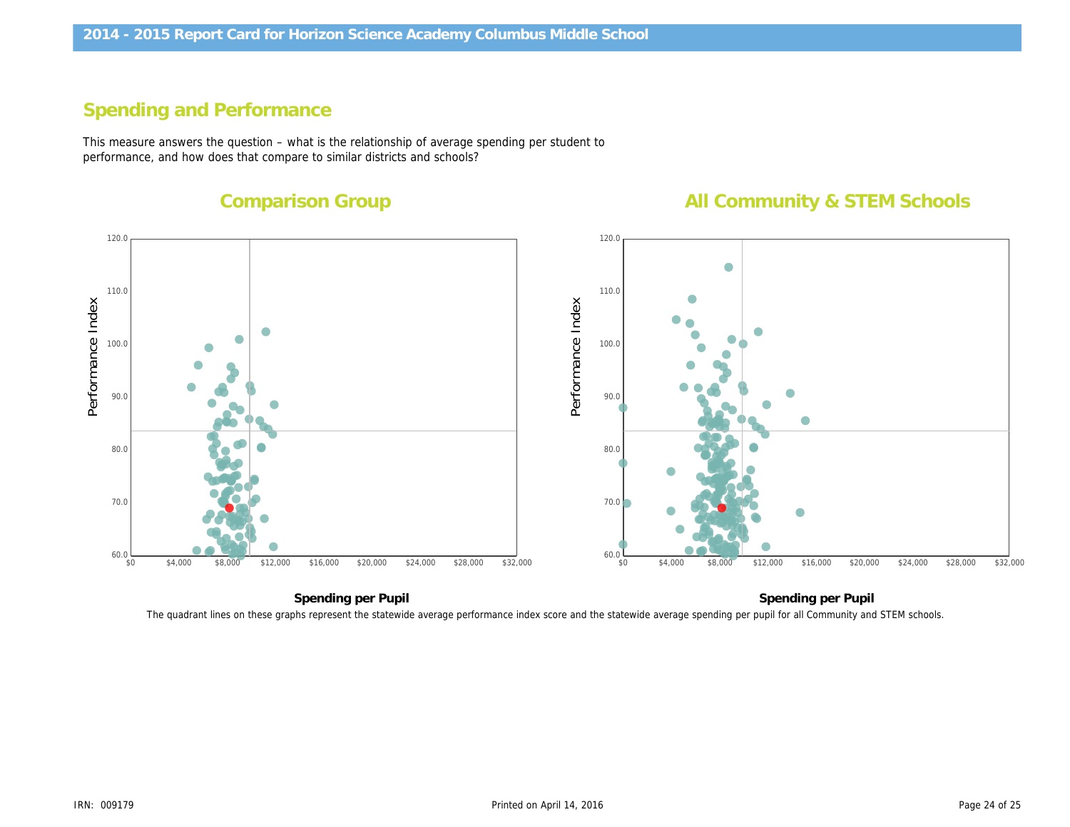## Spending and Performance

This measure answers the question – what is the relationship of average spending per student to performance, and how does that compare to similar districts and schools?

### Comparison Group

Performance Index

120.0
110.0
100.0
90.0
80.0
70.0
60.0

$0 $4,000 $8,000 $12,000 $16,000 $20,000 $24,000 $28,000 $32,000

**Spending per Pupil**

### All Community & STEM Schools

Performance Index

120.0
110.0
100.0
90.0
80.0
70.0
60.0

$0 $4,000 $8,000 $12,000 $16,000 $20,000 $24,000 $28,000 $32,000

**Spending per Pupil**

The quadrant lines on these graphs represent the statewide average performance index score and the statewide average spending per pupil for all Community and STEM schools.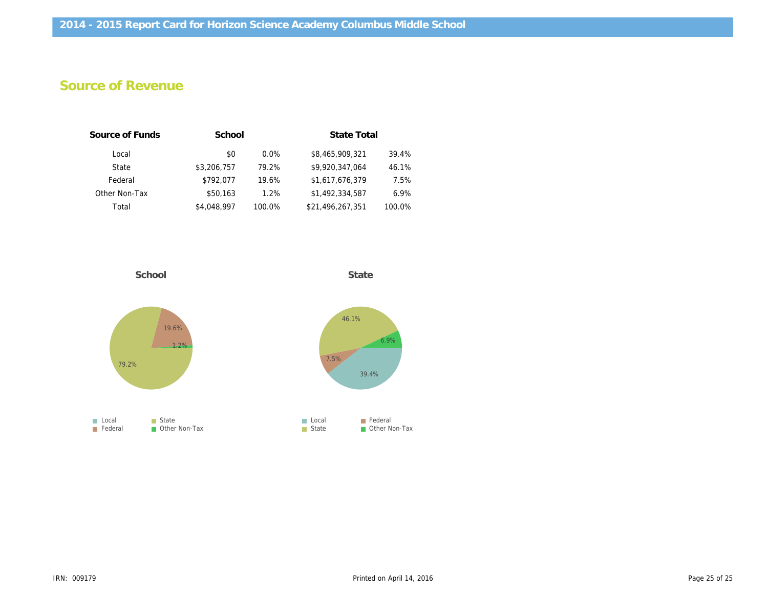## Source of Revenue

| Source of Funds | School | | State Total | |
|---|---|---|---|---|
| Local | $0 | 0.0% | $8,465,909,321 | 39.4% |
| State | $3,206,757 | 79.2% | $9,920,347,064 | 46.1% |
| Federal | $792,077 | 19.6% | $1,617,676,379 | 7.5% |
| Other Non-Tax | $50,163 | 1.2% | $1,492,334,587 | 6.9% |
| Total | $4,048,997 | 100.0% | $21,496,267,351 | 100.0% |

School

19.6%
1.2%
79.2%

Local
State
Federal
Other Non-Tax

State

46.1%
6.9%
7.5%
39.4%

Local
Federal
State
Other Non-Tax